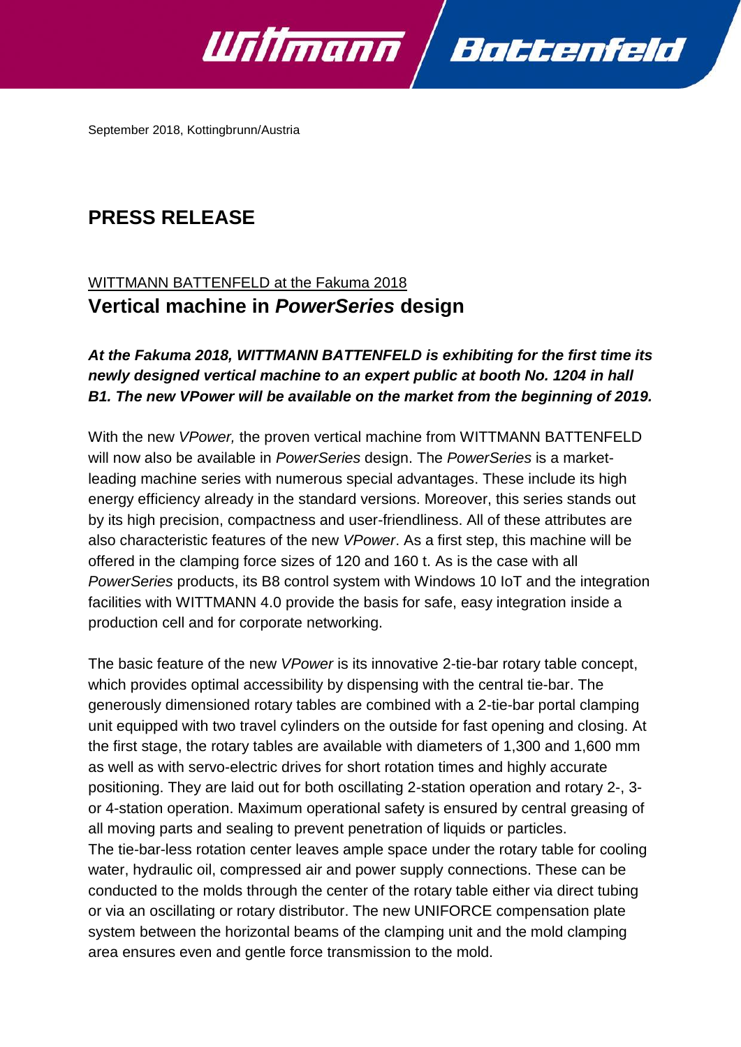September 2018, Kottingbrunn/Austria

# PRESS RELEASE

WITTMANN BATTENFELD at the Fakuma 2018

## Vertical machine in *PowerSeries* design

***At the Fakuma 2018, WITTMANN BATTENFELD is exhibiting for the first time its newly designed vertical machine to an expert public at booth No. 1204 in hall B1. The new VPower will be available on the market from the beginning of 2019.***

With the new *VPower,* the proven vertical machine from WITTMANN BATTENFELD will now also be available in *PowerSeries* design. The *PowerSeries* is a market-leading machine series with numerous special advantages. These include its high energy efficiency already in the standard versions. Moreover, this series stands out by its high precision, compactness and user-friendliness. All of these attributes are also characteristic features of the new *VPower*. As a first step, this machine will be offered in the clamping force sizes of 120 and 160 t. As is the case with all *PowerSeries* products, its B8 control system with Windows 10 IoT and the integration facilities with WITTMANN 4.0 provide the basis for safe, easy integration inside a production cell and for corporate networking.

The basic feature of the new *VPower* is its innovative 2-tie-bar rotary table concept, which provides optimal accessibility by dispensing with the central tie-bar. The generously dimensioned rotary tables are combined with a 2-tie-bar portal clamping unit equipped with two travel cylinders on the outside for fast opening and closing. At the first stage, the rotary tables are available with diameters of 1,300 and 1,600 mm as well as with servo-electric drives for short rotation times and highly accurate positioning. They are laid out for both oscillating 2-station operation and rotary 2-, 3- or 4-station operation. Maximum operational safety is ensured by central greasing of all moving parts and sealing to prevent penetration of liquids or particles.
The tie-bar-less rotation center leaves ample space under the rotary table for cooling water, hydraulic oil, compressed air and power supply connections. These can be conducted to the molds through the center of the rotary table either via direct tubing or via an oscillating or rotary distributor. The new UNIFORCE compensation plate system between the horizontal beams of the clamping unit and the mold clamping area ensures even and gentle force transmission to the mold.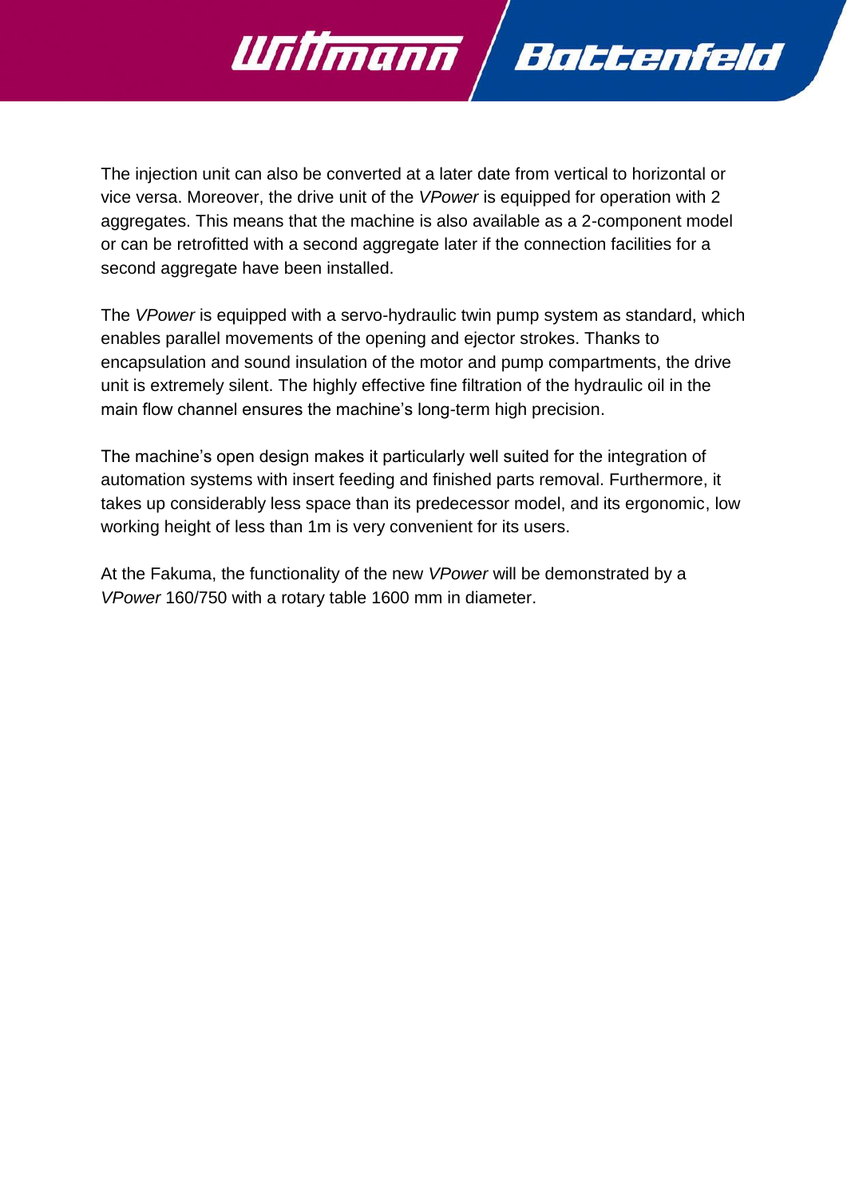The injection unit can also be converted at a later date from vertical to horizontal or vice versa. Moreover, the drive unit of the *VPower* is equipped for operation with 2 aggregates. This means that the machine is also available as a 2-component model or can be retrofitted with a second aggregate later if the connection facilities for a second aggregate have been installed.

The *VPower* is equipped with a servo-hydraulic twin pump system as standard, which enables parallel movements of the opening and ejector strokes. Thanks to encapsulation and sound insulation of the motor and pump compartments, the drive unit is extremely silent. The highly effective fine filtration of the hydraulic oil in the main flow channel ensures the machine's long-term high precision.

The machine's open design makes it particularly well suited for the integration of automation systems with insert feeding and finished parts removal. Furthermore, it takes up considerably less space than its predecessor model, and its ergonomic, low working height of less than 1m is very convenient for its users.

At the Fakuma, the functionality of the new *VPower* will be demonstrated by a *VPower* 160/750 with a rotary table 1600 mm in diameter.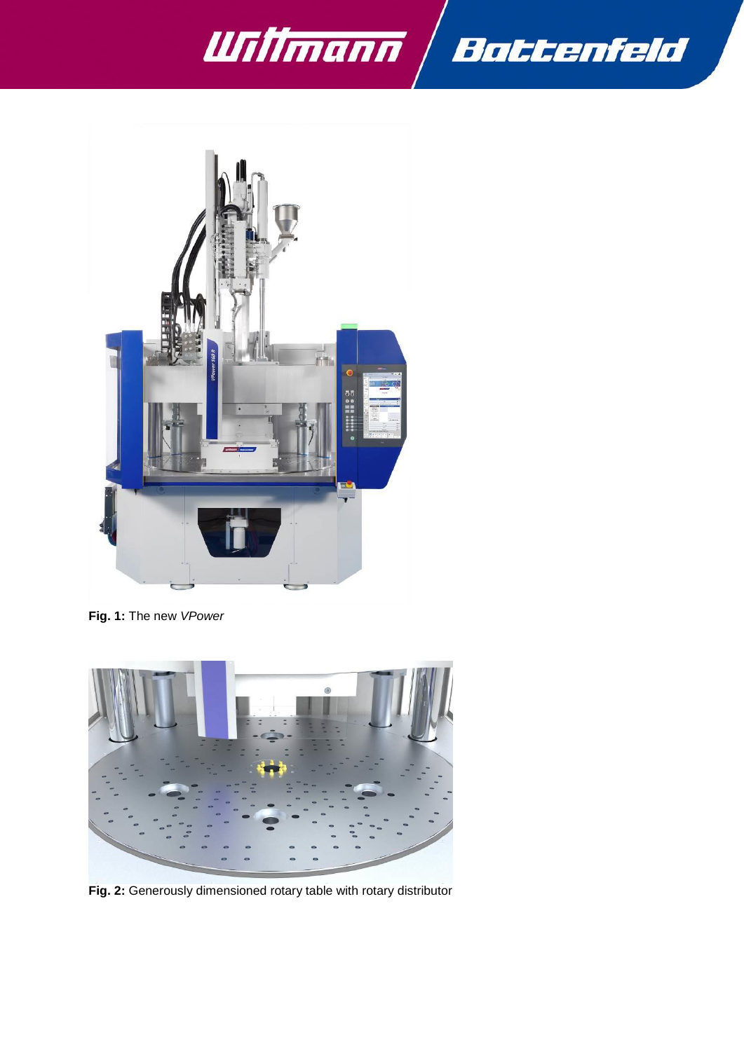**Fig. 1:** The new *VPower*

**Fig. 2:** Generously dimensioned rotary table with rotary distributor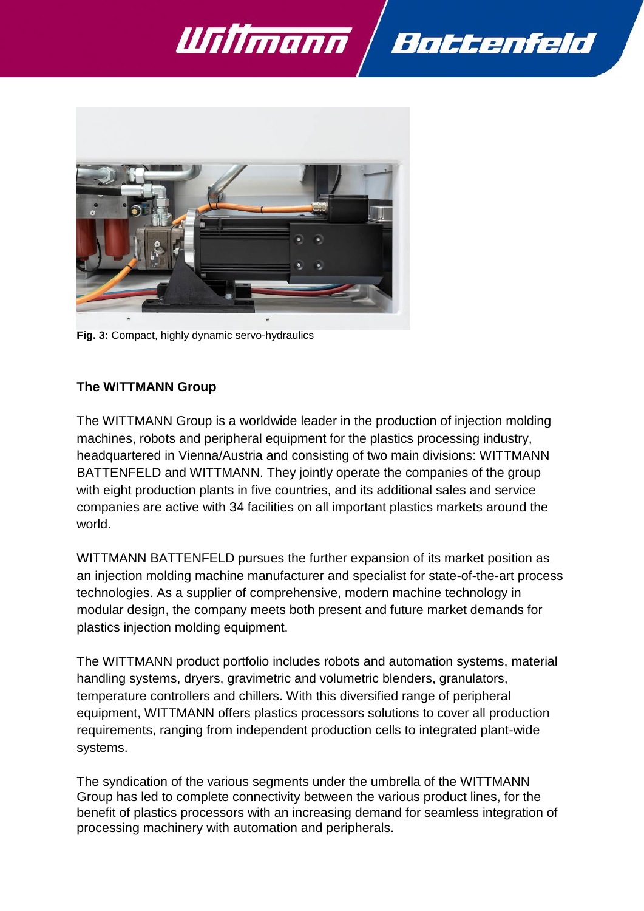**Fig. 3:** Compact, highly dynamic servo-hydraulics

**The WITTMANN Group**

The WITTMANN Group is a worldwide leader in the production of injection molding machines, robots and peripheral equipment for the plastics processing industry, headquartered in Vienna/Austria and consisting of two main divisions: WITTMANN BATTENFELD and WITTMANN. They jointly operate the companies of the group with eight production plants in five countries, and its additional sales and service companies are active with 34 facilities on all important plastics markets around the world.

WITTMANN BATTENFELD pursues the further expansion of its market position as an injection molding machine manufacturer and specialist for state-of-the-art process technologies. As a supplier of comprehensive, modern machine technology in modular design, the company meets both present and future market demands for plastics injection molding equipment.

The WITTMANN product portfolio includes robots and automation systems, material handling systems, dryers, gravimetric and volumetric blenders, granulators, temperature controllers and chillers. With this diversified range of peripheral equipment, WITTMANN offers plastics processors solutions to cover all production requirements, ranging from independent production cells to integrated plant-wide systems.

The syndication of the various segments under the umbrella of the WITTMANN Group has led to complete connectivity between the various product lines, for the benefit of plastics processors with an increasing demand for seamless integration of processing machinery with automation and peripherals.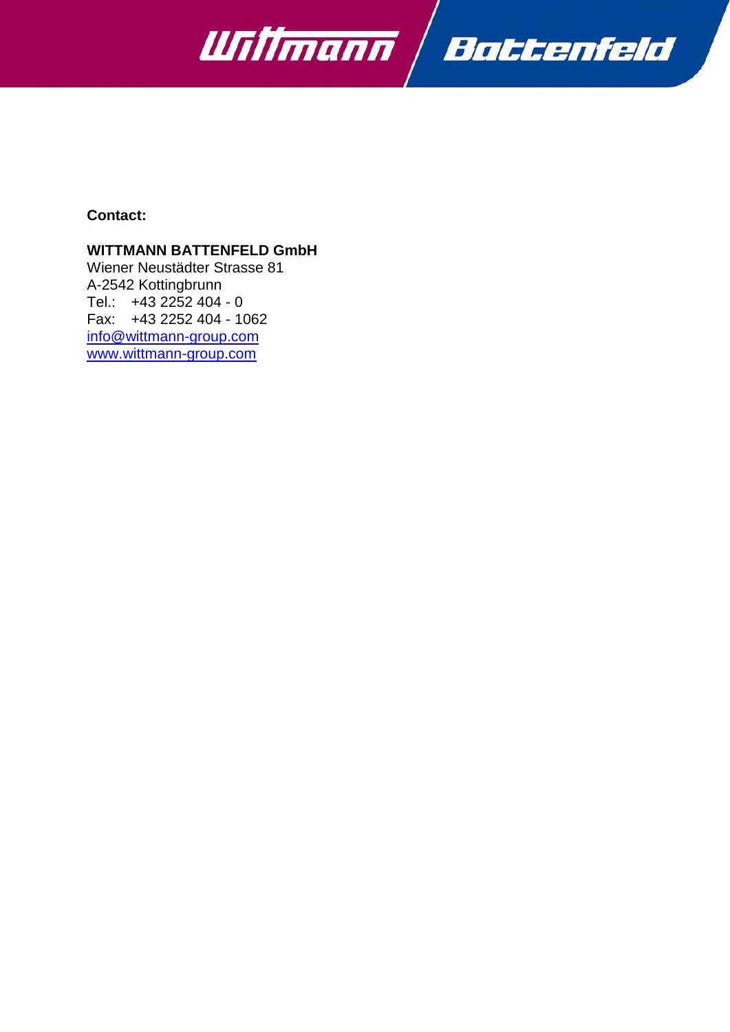**Contact:**

**WITTMANN BATTENFELD GmbH**
Wiener Neustädter Strasse 81
A-2542 Kottingbrunn
Tel.: +43 2252 404 - 0
Fax: +43 2252 404 - 1062
info@wittmann-group.com
www.wittmann-group.com